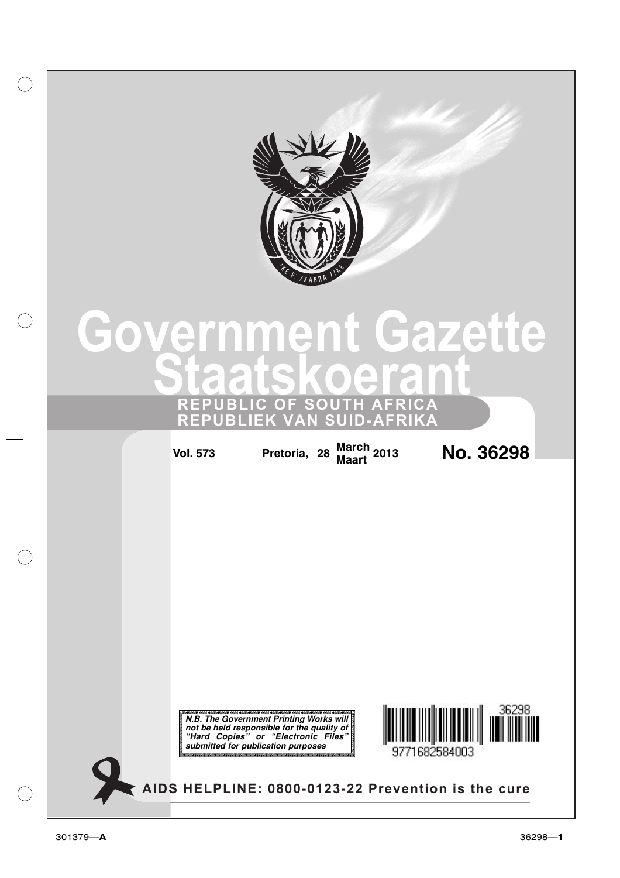# Government Gazette
# Staatskoerant

**REPUBLIC OF SOUTH AFRICA**
**REPUBLIEK VAN SUID-AFRIKA**

**Vol. 573** **Pretoria, 28 March / Maart 2013** **No. 36298**

***N.B. The Government Printing Works will not be held responsible for the quality of "Hard Copies" or "Electronic Files" submitted for publication purposes***

9771682584003 36298

**AIDS HELPLINE: 0800-0123-22 Prevention is the cure**

301379—**A**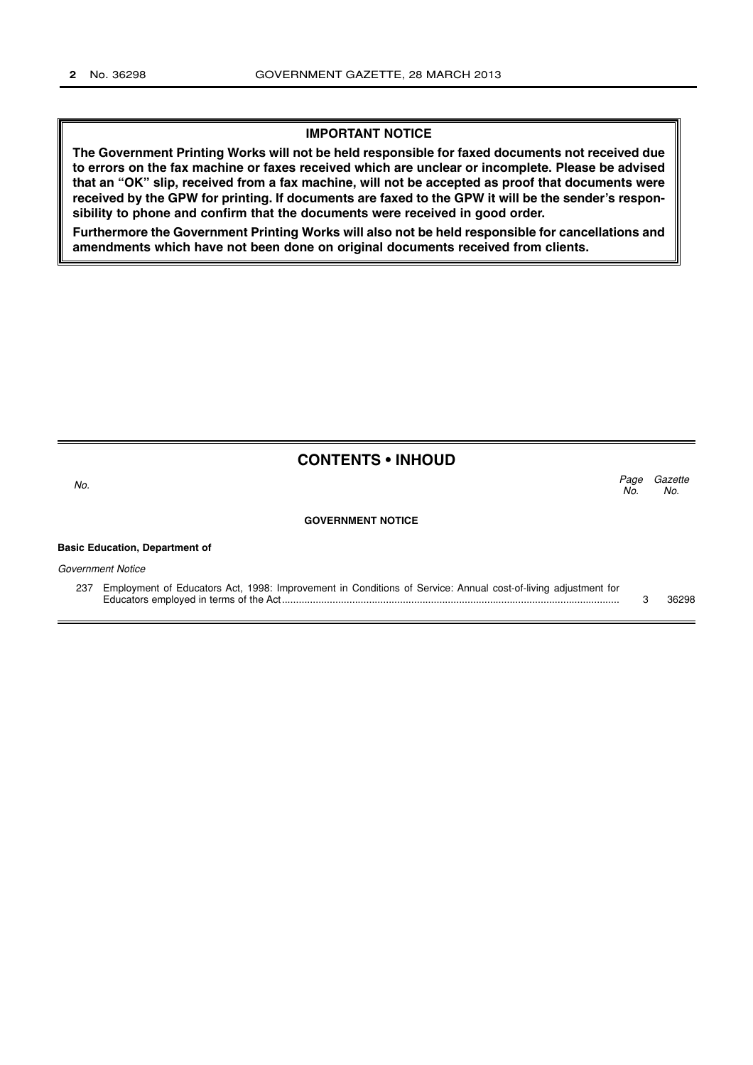## IMPORTANT NOTICE

**The Government Printing Works will not be held responsible for faxed documents not received due to errors on the fax machine or faxes received which are unclear or incomplete. Please be advised that an "OK" slip, received from a fax machine, will not be accepted as proof that documents were received by the GPW for printing. If documents are faxed to the GPW it will be the sender's responsibility to phone and confirm that the documents were received in good order.**

**Furthermore the Government Printing Works will also not be held responsible for cancellations and amendments which have not been done on original documents received from clients.**

## CONTENTS • INHOUD

| *No.* | | *Page No.* | *Gazette No.* |
|---|---|---|---|
| | **GOVERNMENT NOTICE** | | |
| | **Basic Education, Department of** | | |
| | *Government Notice* | | |
| 237 | Employment of Educators Act, 1998: Improvement in Conditions of Service: Annual cost-of-living adjustment for Educators employed in terms of the Act | 3 | 36298 |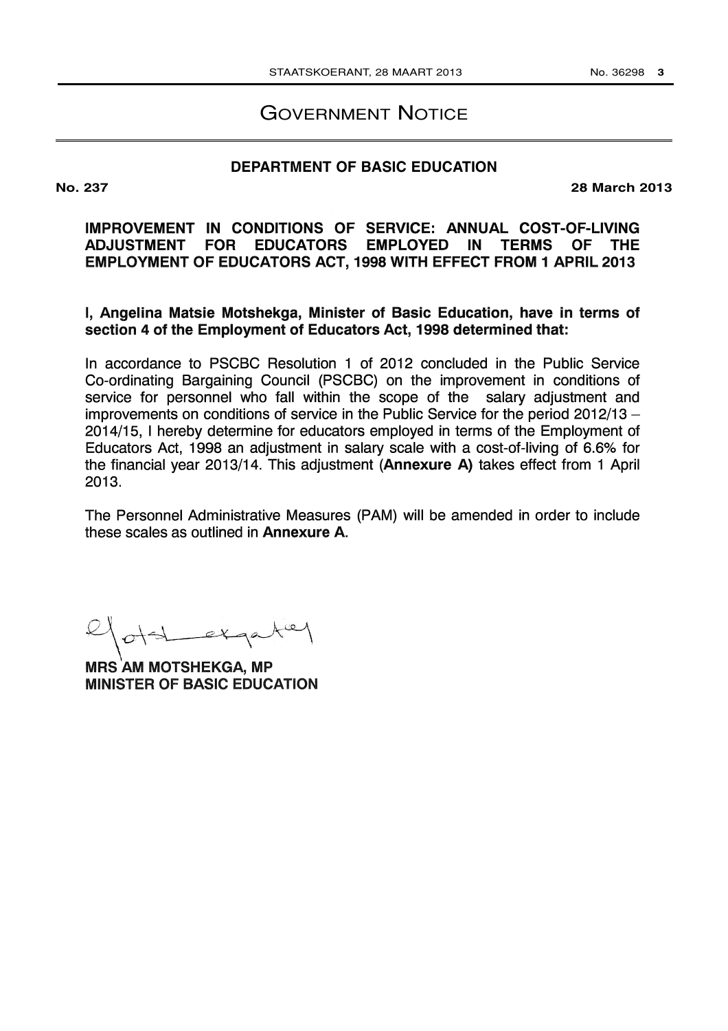# GOVERNMENT NOTICE

## DEPARTMENT OF BASIC EDUCATION

**No. 237** **28 March 2013**

**IMPROVEMENT IN CONDITIONS OF SERVICE: ANNUAL COST-OF-LIVING ADJUSTMENT FOR EDUCATORS EMPLOYED IN TERMS OF THE EMPLOYMENT OF EDUCATORS ACT, 1998 WITH EFFECT FROM 1 APRIL 2013**

**I, Angelina Matsie Motshekga, Minister of Basic Education, have in terms of section 4 of the Employment of Educators Act, 1998 determined that:**

In accordance to PSCBC Resolution 1 of 2012 concluded in the Public Service Co-ordinating Bargaining Council (PSCBC) on the improvement in conditions of service for personnel who fall within the scope of the salary adjustment and improvements on conditions of service in the Public Service for the period 2012/13 – 2014/15, I hereby determine for educators employed in terms of the Employment of Educators Act, 1998 an adjustment in salary scale with a cost-of-living of 6.6% for the financial year 2013/14. This adjustment (**Annexure A)** takes effect from 1 April 2013.

The Personnel Administrative Measures (PAM) will be amended in order to include these scales as outlined in **Annexure A**.

**MRS AM MOTSHEKGA, MP**
**MINISTER OF BASIC EDUCATION**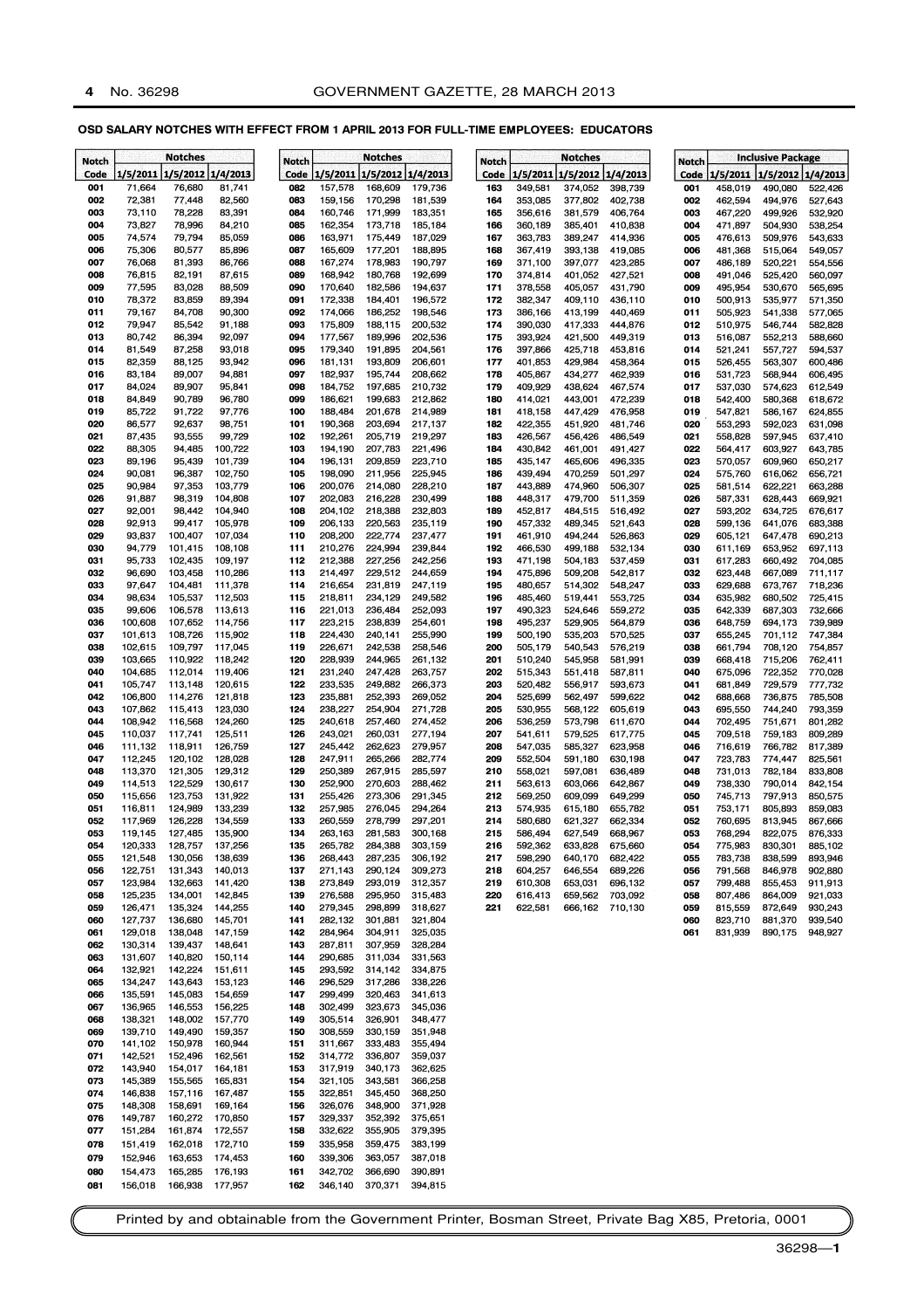**OSD SALARY NOTCHES WITH EFFECT FROM 1 APRIL 2013 FOR FULL-TIME EMPLOYEES: EDUCATORS**

| Notch Code | Notches 1/5/2011 | Notches 1/5/2012 | Notches 1/4/2013 |
|---|---|---|---|
| 001 | 71,664 | 76,680 | 81,741 |
| 002 | 72,381 | 77,448 | 82,560 |
| 003 | 73,110 | 78,228 | 83,391 |
| 004 | 73,827 | 78,996 | 84,210 |
| 005 | 74,574 | 79,794 | 85,059 |
| 006 | 75,306 | 80,577 | 85,896 |
| 007 | 76,068 | 81,393 | 86,766 |
| 008 | 76,815 | 82,191 | 87,615 |
| 009 | 77,595 | 83,028 | 88,509 |
| 010 | 78,372 | 83,859 | 89,394 |
| 011 | 79,167 | 84,708 | 90,300 |
| 012 | 79,947 | 85,542 | 91,188 |
| 013 | 80,742 | 86,394 | 92,097 |
| 014 | 81,549 | 87,258 | 93,018 |
| 015 | 82,359 | 88,125 | 93,942 |
| 016 | 83,184 | 89,007 | 94,881 |
| 017 | 84,024 | 89,907 | 95,841 |
| 018 | 84,849 | 90,789 | 96,780 |
| 019 | 85,722 | 91,722 | 97,776 |
| 020 | 86,577 | 92,637 | 98,751 |
| 021 | 87,435 | 93,555 | 99,729 |
| 022 | 88,305 | 94,485 | 100,722 |
| 023 | 89,196 | 95,439 | 101,739 |
| 024 | 90,081 | 96,387 | 102,750 |
| 025 | 90,984 | 97,353 | 103,779 |
| 026 | 91,887 | 98,319 | 104,808 |
| 027 | 92,001 | 98,442 | 104,940 |
| 028 | 92,913 | 99,417 | 105,978 |
| 029 | 93,837 | 100,407 | 107,034 |
| 030 | 94,779 | 101,415 | 108,108 |
| 031 | 95,733 | 102,435 | 109,197 |
| 032 | 96,690 | 103,458 | 110,286 |
| 033 | 97,647 | 104,481 | 111,378 |
| 034 | 98,634 | 105,537 | 112,503 |
| 035 | 99,606 | 106,578 | 113,613 |
| 036 | 100,608 | 107,652 | 114,756 |
| 037 | 101,613 | 108,726 | 115,902 |
| 038 | 102,615 | 109,797 | 117,045 |
| 039 | 103,665 | 110,922 | 118,242 |
| 040 | 104,685 | 112,014 | 119,406 |
| 041 | 105,747 | 113,148 | 120,615 |
| 042 | 106,800 | 114,276 | 121,818 |
| 043 | 107,862 | 115,413 | 123,030 |
| 044 | 108,942 | 116,568 | 124,260 |
| 045 | 110,037 | 117,741 | 125,511 |
| 046 | 111,132 | 118,911 | 126,759 |
| 047 | 112,245 | 120,102 | 128,028 |
| 048 | 113,370 | 121,305 | 129,312 |
| 049 | 114,513 | 122,529 | 130,617 |
| 050 | 115,656 | 123,753 | 131,922 |
| 051 | 116,811 | 124,989 | 133,239 |
| 052 | 117,969 | 126,228 | 134,559 |
| 053 | 119,145 | 127,485 | 135,900 |
| 054 | 120,333 | 128,757 | 137,256 |
| 055 | 121,548 | 130,056 | 138,639 |
| 056 | 122,751 | 131,343 | 140,013 |
| 057 | 123,984 | 132,663 | 141,420 |
| 058 | 125,235 | 134,001 | 142,845 |
| 059 | 126,471 | 135,324 | 144,255 |
| 060 | 127,737 | 136,680 | 145,701 |
| 061 | 129,018 | 138,048 | 147,159 |
| 062 | 130,314 | 139,437 | 148,641 |
| 063 | 131,607 | 140,820 | 150,114 |
| 064 | 132,921 | 142,224 | 151,611 |
| 065 | 134,247 | 143,643 | 153,123 |
| 066 | 135,591 | 145,083 | 154,659 |
| 067 | 136,965 | 146,553 | 156,225 |
| 068 | 138,321 | 148,002 | 157,770 |
| 069 | 139,710 | 149,490 | 159,357 |
| 070 | 141,102 | 150,978 | 160,944 |
| 071 | 142,521 | 152,496 | 162,561 |
| 072 | 143,940 | 154,017 | 164,181 |
| 073 | 145,389 | 155,565 | 165,831 |
| 074 | 146,838 | 157,116 | 167,487 |
| 075 | 148,308 | 158,691 | 169,164 |
| 076 | 149,787 | 160,272 | 170,850 |
| 077 | 151,284 | 161,874 | 172,557 |
| 078 | 151,419 | 162,018 | 172,710 |
| 079 | 152,946 | 163,653 | 174,453 |
| 080 | 154,473 | 165,285 | 176,193 |
| 081 | 156,018 | 166,938 | 177,957 |
| 082 | 157,578 | 168,609 | 179,736 |
| 083 | 159,156 | 170,298 | 181,539 |
| 084 | 160,746 | 171,999 | 183,351 |
| 085 | 162,354 | 173,718 | 185,184 |
| 086 | 163,971 | 175,449 | 187,029 |
| 087 | 165,609 | 177,201 | 188,895 |
| 088 | 167,274 | 178,983 | 190,797 |
| 089 | 168,942 | 180,768 | 192,699 |
| 090 | 170,640 | 182,586 | 194,637 |
| 091 | 172,338 | 184,401 | 196,572 |
| 092 | 174,066 | 186,252 | 198,546 |
| 093 | 175,809 | 188,115 | 200,532 |
| 094 | 177,567 | 189,996 | 202,536 |
| 095 | 179,340 | 191,895 | 204,561 |
| 096 | 181,131 | 193,809 | 206,601 |
| 097 | 182,937 | 195,744 | 208,662 |
| 098 | 184,752 | 197,685 | 210,732 |
| 099 | 186,621 | 199,683 | 212,862 |
| 100 | 188,484 | 201,678 | 214,989 |
| 101 | 190,368 | 203,694 | 217,137 |
| 102 | 192,261 | 205,719 | 219,297 |
| 103 | 194,190 | 207,783 | 221,496 |
| 104 | 196,131 | 209,859 | 223,710 |
| 105 | 198,090 | 211,956 | 225,945 |
| 106 | 200,076 | 214,080 | 228,210 |
| 107 | 202,083 | 216,228 | 230,499 |
| 108 | 204,102 | 218,388 | 232,803 |
| 109 | 206,133 | 220,563 | 235,119 |
| 110 | 208,200 | 222,774 | 237,477 |
| 111 | 210,276 | 224,994 | 239,844 |
| 112 | 212,388 | 227,256 | 242,256 |
| 113 | 214,497 | 229,512 | 244,659 |
| 114 | 216,654 | 231,819 | 247,119 |
| 115 | 218,811 | 234,129 | 249,582 |
| 116 | 221,013 | 236,484 | 252,093 |
| 117 | 223,215 | 238,839 | 254,601 |
| 118 | 224,430 | 240,141 | 255,990 |
| 119 | 226,671 | 242,538 | 258,546 |
| 120 | 228,939 | 244,965 | 261,132 |
| 121 | 231,240 | 247,428 | 263,757 |
| 122 | 233,535 | 249,882 | 266,373 |
| 123 | 235,881 | 252,393 | 269,052 |
| 124 | 238,227 | 254,904 | 271,728 |
| 125 | 240,618 | 257,460 | 274,452 |
| 126 | 243,021 | 260,031 | 277,194 |
| 127 | 245,442 | 262,623 | 279,957 |
| 128 | 247,911 | 265,266 | 282,774 |
| 129 | 250,389 | 267,915 | 285,597 |
| 130 | 252,900 | 270,603 | 288,462 |
| 131 | 255,426 | 273,306 | 291,345 |
| 132 | 257,985 | 276,045 | 294,264 |
| 133 | 260,559 | 278,799 | 297,201 |
| 134 | 263,163 | 281,583 | 300,168 |
| 135 | 265,782 | 284,388 | 303,159 |
| 136 | 268,443 | 287,235 | 306,192 |
| 137 | 271,143 | 290,124 | 309,273 |
| 138 | 273,849 | 293,019 | 312,357 |
| 139 | 276,588 | 295,950 | 315,483 |
| 140 | 279,345 | 298,899 | 318,627 |
| 141 | 282,132 | 301,881 | 321,804 |
| 142 | 284,964 | 304,911 | 325,035 |
| 143 | 287,811 | 307,959 | 328,284 |
| 144 | 290,685 | 311,034 | 331,563 |
| 145 | 293,592 | 314,142 | 334,875 |
| 146 | 296,529 | 317,286 | 338,226 |
| 147 | 299,499 | 320,463 | 341,613 |
| 148 | 302,499 | 323,673 | 345,036 |
| 149 | 305,514 | 326,901 | 348,477 |
| 150 | 308,559 | 330,159 | 351,948 |
| 151 | 311,667 | 333,483 | 355,494 |
| 152 | 314,772 | 336,807 | 359,037 |
| 153 | 317,919 | 340,173 | 362,625 |
| 154 | 321,105 | 343,581 | 366,258 |
| 155 | 322,851 | 345,450 | 368,250 |
| 156 | 326,076 | 348,900 | 371,928 |
| 157 | 329,337 | 352,392 | 375,651 |
| 158 | 332,622 | 355,905 | 379,395 |
| 159 | 335,958 | 359,475 | 383,199 |
| 160 | 339,306 | 363,057 | 387,018 |
| 161 | 342,702 | 366,690 | 390,891 |
| 162 | 346,140 | 370,371 | 394,815 |
| 163 | 349,581 | 374,052 | 398,739 |
| 164 | 353,085 | 377,802 | 402,738 |
| 165 | 356,616 | 381,579 | 406,764 |
| 166 | 360,189 | 385,401 | 410,838 |
| 167 | 363,783 | 389,247 | 414,936 |
| 168 | 367,419 | 393,138 | 419,085 |
| 169 | 371,100 | 397,077 | 423,285 |
| 170 | 374,814 | 401,052 | 427,521 |
| 171 | 378,558 | 405,057 | 431,790 |
| 172 | 382,347 | 409,110 | 436,110 |
| 173 | 386,166 | 413,199 | 440,469 |
| 174 | 390,030 | 417,333 | 444,876 |
| 175 | 393,924 | 421,500 | 449,319 |
| 176 | 397,866 | 425,718 | 453,816 |
| 177 | 401,853 | 429,984 | 458,364 |
| 178 | 405,867 | 434,277 | 462,939 |
| 179 | 409,929 | 438,624 | 467,574 |
| 180 | 414,021 | 443,001 | 472,239 |
| 181 | 418,158 | 447,429 | 476,958 |
| 182 | 422,355 | 451,920 | 481,746 |
| 183 | 426,567 | 456,426 | 486,549 |
| 184 | 430,842 | 461,001 | 491,427 |
| 185 | 435,147 | 465,606 | 496,335 |
| 186 | 439,494 | 470,259 | 501,297 |
| 187 | 443,889 | 474,960 | 506,307 |
| 188 | 448,317 | 479,700 | 511,359 |
| 189 | 452,817 | 484,515 | 516,492 |
| 190 | 457,332 | 489,345 | 521,643 |
| 191 | 461,910 | 494,244 | 526,863 |
| 192 | 466,530 | 499,188 | 532,134 |
| 193 | 471,198 | 504,183 | 537,459 |
| 194 | 475,896 | 509,208 | 542,817 |
| 195 | 480,657 | 514,302 | 548,247 |
| 196 | 485,460 | 519,441 | 553,725 |
| 197 | 490,323 | 524,646 | 559,272 |
| 198 | 495,237 | 529,905 | 564,879 |
| 199 | 500,190 | 535,203 | 570,525 |
| 200 | 505,179 | 540,543 | 576,219 |
| 201 | 510,240 | 545,958 | 581,991 |
| 202 | 515,343 | 551,418 | 587,811 |
| 203 | 520,482 | 556,917 | 593,673 |
| 204 | 525,699 | 562,497 | 599,622 |
| 205 | 530,955 | 568,122 | 605,619 |
| 206 | 536,259 | 573,798 | 611,670 |
| 207 | 541,611 | 579,525 | 617,775 |
| 208 | 547,035 | 585,327 | 623,958 |
| 209 | 552,504 | 591,180 | 630,198 |
| 210 | 558,021 | 597,081 | 636,489 |
| 211 | 563,613 | 603,066 | 642,867 |
| 212 | 569,250 | 609,099 | 649,299 |
| 213 | 574,935 | 615,180 | 655,782 |
| 214 | 580,680 | 621,327 | 662,334 |
| 215 | 586,494 | 627,549 | 668,967 |
| 216 | 592,362 | 633,828 | 675,660 |
| 217 | 598,290 | 640,170 | 682,422 |
| 218 | 604,257 | 646,554 | 689,226 |
| 219 | 610,308 | 653,031 | 696,132 |
| 220 | 616,413 | 659,562 | 703,092 |
| 221 | 622,581 | 666,162 | 710,130 |

| Notch Code | Inclusive Package 1/5/2011 | Inclusive Package 1/5/2012 | Inclusive Package 1/4/2013 |
|---|---|---|---|
| 001 | 458,019 | 490,080 | 522,426 |
| 002 | 462,594 | 494,976 | 527,643 |
| 003 | 467,220 | 499,926 | 532,920 |
| 004 | 471,897 | 504,930 | 538,254 |
| 005 | 476,613 | 509,976 | 543,633 |
| 006 | 481,368 | 515,064 | 549,057 |
| 007 | 486,189 | 520,221 | 554,556 |
| 008 | 491,046 | 525,420 | 560,097 |
| 009 | 495,954 | 530,670 | 565,695 |
| 010 | 500,913 | 535,977 | 571,350 |
| 011 | 505,923 | 541,338 | 577,065 |
| 012 | 510,975 | 546,744 | 582,828 |
| 013 | 516,087 | 552,213 | 588,660 |
| 014 | 521,241 | 557,727 | 594,537 |
| 015 | 526,455 | 563,307 | 600,486 |
| 016 | 531,723 | 568,944 | 606,495 |
| 017 | 537,030 | 574,623 | 612,549 |
| 018 | 542,400 | 580,368 | 618,672 |
| 019 | 547,821 | 586,167 | 624,855 |
| 020 | 553,293 | 592,023 | 631,098 |
| 021 | 558,828 | 597,945 | 637,410 |
| 022 | 564,417 | 603,927 | 643,785 |
| 023 | 570,057 | 609,960 | 650,217 |
| 024 | 575,760 | 616,062 | 656,721 |
| 025 | 581,514 | 622,221 | 663,288 |
| 026 | 587,331 | 628,443 | 669,921 |
| 027 | 593,202 | 634,725 | 676,617 |
| 028 | 599,136 | 641,076 | 683,388 |
| 029 | 605,121 | 647,478 | 690,213 |
| 030 | 611,169 | 653,952 | 697,113 |
| 031 | 617,283 | 660,492 | 704,085 |
| 032 | 623,448 | 667,089 | 711,117 |
| 033 | 629,688 | 673,767 | 718,236 |
| 034 | 635,982 | 680,502 | 725,415 |
| 035 | 642,339 | 687,303 | 732,666 |
| 036 | 648,759 | 694,173 | 739,989 |
| 037 | 655,245 | 701,112 | 747,384 |
| 038 | 661,794 | 708,120 | 754,857 |
| 039 | 668,418 | 715,206 | 762,411 |
| 040 | 675,096 | 722,352 | 770,028 |
| 041 | 681,849 | 729,579 | 777,732 |
| 042 | 688,668 | 736,875 | 785,508 |
| 043 | 695,550 | 744,240 | 793,359 |
| 044 | 702,495 | 751,671 | 801,282 |
| 045 | 709,518 | 759,183 | 809,289 |
| 046 | 716,619 | 766,782 | 817,389 |
| 047 | 723,783 | 774,447 | 825,561 |
| 048 | 731,013 | 782,184 | 833,808 |
| 049 | 738,330 | 790,014 | 842,154 |
| 050 | 745,713 | 797,913 | 850,575 |
| 051 | 753,171 | 805,893 | 859,083 |
| 052 | 760,695 | 813,945 | 867,666 |
| 053 | 768,294 | 822,075 | 876,333 |
| 054 | 775,983 | 830,301 | 885,102 |
| 055 | 783,738 | 838,599 | 893,946 |
| 056 | 791,568 | 846,978 | 902,880 |
| 057 | 799,488 | 855,453 | 911,913 |
| 058 | 807,486 | 864,009 | 921,033 |
| 059 | 815,559 | 872,649 | 930,243 |
| 060 | 823,710 | 881,370 | 939,540 |
| 061 | 831,939 | 890,175 | 948,927 |

Printed by and obtainable from the Government Printer, Bosman Street, Private Bag X85, Pretoria, 0001